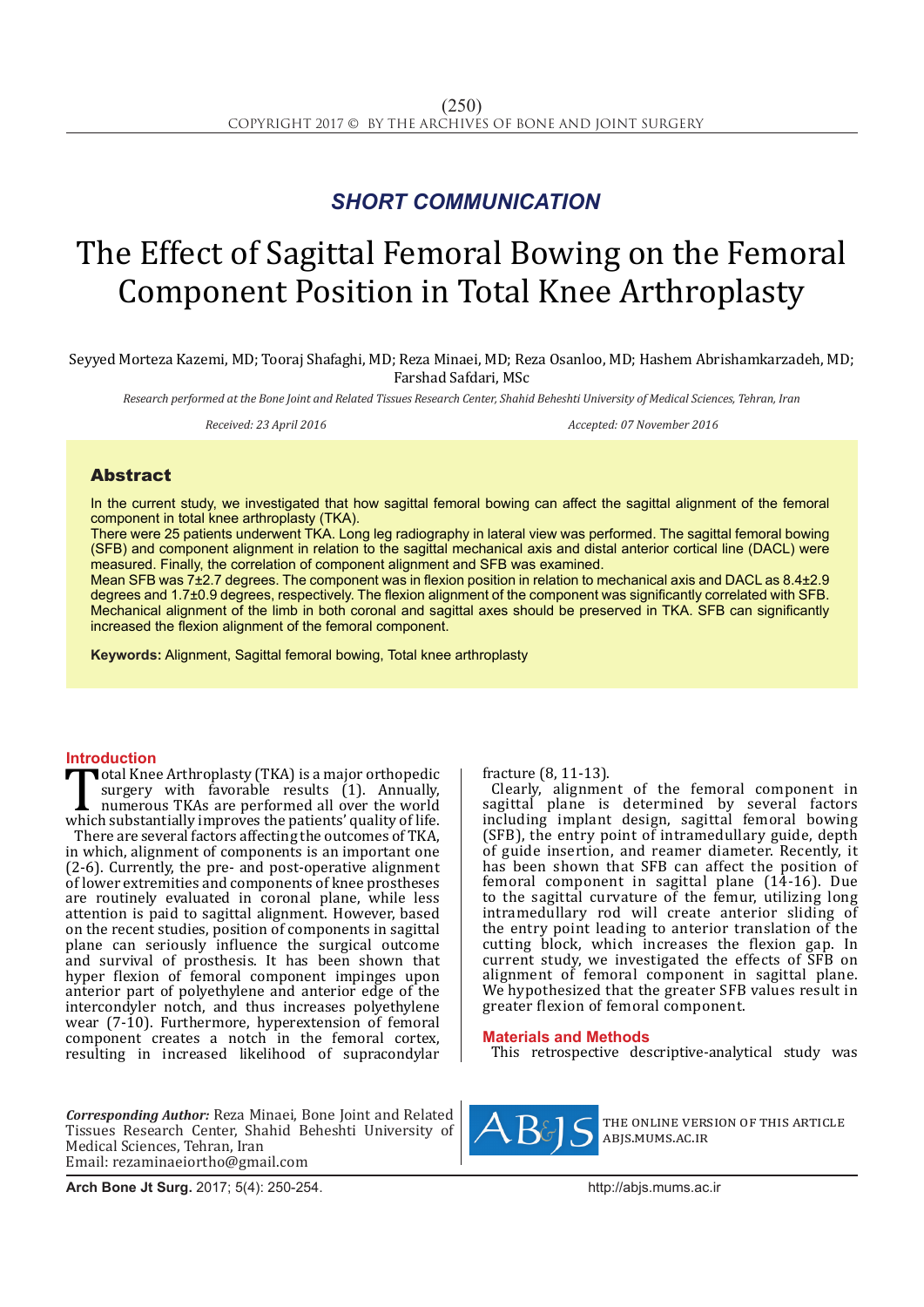*SHORT COMMUNICATION*

# The Effect of Sagittal Femoral Bowing on the Femoral Component Position in Total Knee Arthroplasty

Seyyed Morteza Kazemi, MD; Tooraj Shafaghi, MD; Reza Minaei, MD; Reza Osanloo, MD; Hashem Abrishamkarzadeh, MD; Farshad Safdari, MSc

*Research performed at the Bone Joint and Related Tissues Research Center, Shahid Beheshti University of Medical Sciences, Tehran, Iran*

*Received: 23 April 2016* *Accepted: 07 November 2016*

## Abstract

In the current study, we investigated that how sagittal femoral bowing can affect the sagittal alignment of the femoral component in total knee arthroplasty (TKA).

There were 25 patients underwent TKA. Long leg radiography in lateral view was performed. The sagittal femoral bowing (SFB) and component alignment in relation to the sagittal mechanical axis and distal anterior cortical line (DACL) were measured. Finally, the correlation of component alignment and SFB was examined.

Mean SFB was 7±2.7 degrees. The component was in flexion position in relation to mechanical axis and DACL as 8.4±2.9 degrees and 1.7±0.9 degrees, respectively. The flexion alignment of the component was significantly correlated with SFB. Mechanical alignment of the limb in both coronal and sagittal axes should be preserved in TKA. SFB can significantly increased the flexion alignment of the femoral component.

**Keywords:** Alignment, Sagittal femoral bowing, Total knee arthroplasty

## Introduction

Total Knee Arthroplasty (TKA) is a major orthopedic surgery with favorable results (1). Annually, numerous TKAs are performed all over the world which substantially improves the patients' quality of life.

There are several factors affecting the outcomes of TKA, in which, alignment of components is an important one (2-6). Currently, the pre- and post-operative alignment of lower extremities and components of knee prostheses are routinely evaluated in coronal plane, while less attention is paid to sagittal alignment. However, based on the recent studies, position of components in sagittal plane can seriously influence the surgical outcome and survival of prosthesis. It has been shown that hyper flexion of femoral component impinges upon anterior part of polyethylene and anterior edge of the intercondyler notch, and thus increases polyethylene wear (7-10). Furthermore, hyperextension of femoral component creates a notch in the femoral cortex, resulting in increased likelihood of supracondylar fracture (8, 11-13).

Clearly, alignment of the femoral component in sagittal plane is determined by several factors including implant design, sagittal femoral bowing (SFB), the entry point of intramedullary guide, depth of guide insertion, and reamer diameter. Recently, it has been shown that SFB can affect the position of femoral component in sagittal plane (14-16). Due to the sagittal curvature of the femur, utilizing long intramedullary rod will create anterior sliding of the entry point leading to anterior translation of the cutting block, which increases the flexion gap. In current study, we investigated the effects of SFB on alignment of femoral component in sagittal plane. We hypothesized that the greater SFB values result in greater flexion of femoral component.

## Materials and Methods

This retrospective descriptive-analytical study was

*Corresponding Author:* Reza Minaei, Bone Joint and Related Tissues Research Center, Shahid Beheshti University of Medical Sciences, Tehran, Iran
Email: rezaminaeiortho@gmail.com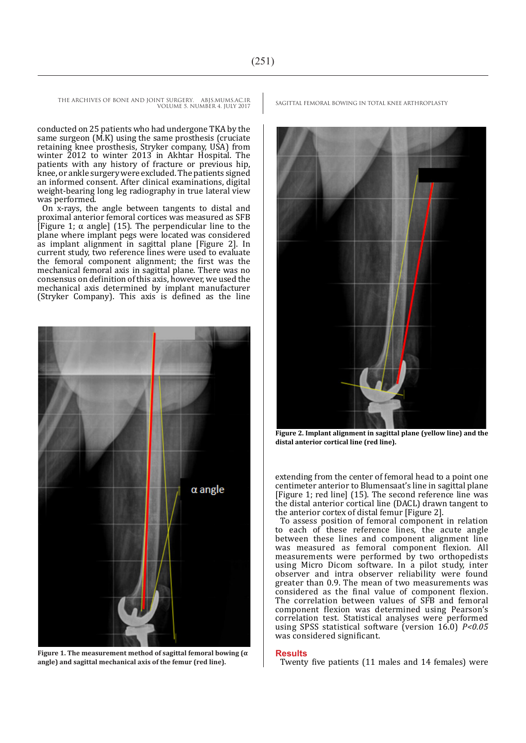conducted on 25 patients who had undergone TKA by the same surgeon (M.K) using the same prosthesis (cruciate retaining knee prosthesis, Stryker company, USA) from winter 2012 to winter 2013 in Akhtar Hospital. The patients with any history of fracture or previous hip, knee, or ankle surgery were excluded. The patients signed an informed consent. After clinical examinations, digital weight-bearing long leg radiography in true lateral view was performed.

On x-rays, the angle between tangents to distal and proximal anterior femoral cortices was measured as SFB [Figure 1; α angle] (15). The perpendicular line to the plane where implant pegs were located was considered as implant alignment in sagittal plane [Figure 2]. In current study, two reference lines were used to evaluate the femoral component alignment; the first was the mechanical femoral axis in sagittal plane. There was no consensus on definition of this axis, however, we used the mechanical axis determined by implant manufacturer (Stryker Company). This axis is defined as the line extending from the center of femoral head to a point one centimeter anterior to Blumensaat's line in sagittal plane [Figure 1; red line] (15). The second reference line was the distal anterior cortical line (DACL) drawn tangent to the anterior cortex of distal femur [Figure 2].

**Figure 1. The measurement method of sagittal femoral bowing (α angle) and sagittal mechanical axis of the femur (red line).**

**Figure 2. Implant alignment in sagittal plane (yellow line) and the distal anterior cortical line (red line).**

To assess position of femoral component in relation to each of these reference lines, the acute angle between these lines and component alignment line was measured as femoral component flexion. All measurements were performed by two orthopedists using Micro Dicom software. In a pilot study, inter observer and intra observer reliability were found greater than 0.9. The mean of two measurements was considered as the final value of component flexion. The correlation between values of SFB and femoral component flexion was determined using Pearson's correlation test. Statistical analyses were performed using SPSS statistical software (version 16.0) $P<0.05$ was considered significant.

## Results

Twenty five patients (11 males and 14 females) were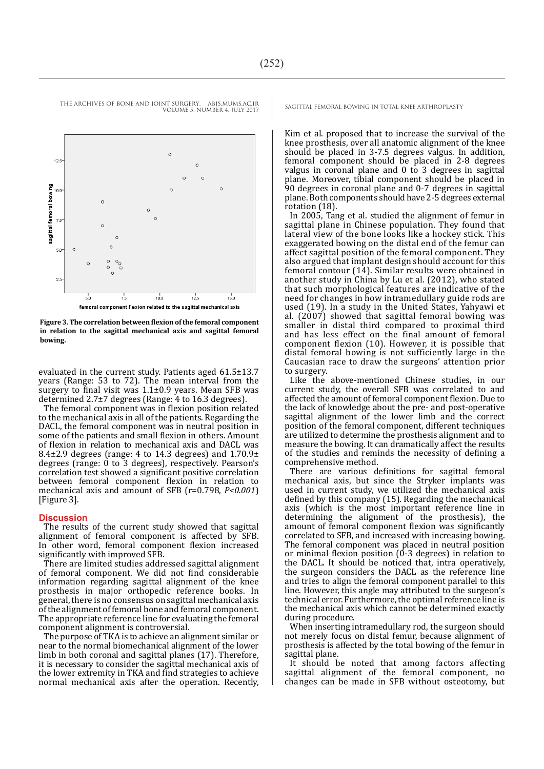Figure 3. The correlation between flexion of the femoral component in relation to the sagittal mechanical axis and sagittal femoral bowing.

evaluated in the current study. Patients aged 61.5±13.7 years (Range: 53 to 72). The mean interval from the surgery to final visit was 1.1±0.9 years. Mean SFB was determined 2.7±7 degrees (Range: 4 to 16.3 degrees).

The femoral component was in flexion position related to the mechanical axis in all of the patients. Regarding the DACL, the femoral component was in neutral position in some of the patients and small flexion in others. Amount of flexion in relation to mechanical axis and DACL was 8.4±2.9 degrees (range: 4 to 14.3 degrees) and 1.70.9± degrees (range: 0 to 3 degrees), respectively. Pearson's correlation test showed a significant positive correlation between femoral component flexion in relation to mechanical axis and amount of SFB (r=0.798, $P<0.001$) [Figure 3].

## Discussion

The results of the current study showed that sagittal alignment of femoral component is affected by SFB. In other word, femoral component flexion increased significantly with improved SFB.

There are limited studies addressed sagittal alignment of femoral component. We did not find considerable information regarding sagittal alignment of the knee prosthesis in major orthopedic reference books. In general, there is no consensus on sagittal mechanical axis of the alignment of femoral bone and femoral component. The appropriate reference line for evaluating the femoral component alignment is controversial.

The purpose of TKA is to achieve an alignment similar or near to the normal biomechanical alignment of the lower limb in both coronal and sagittal planes (17). Therefore, it is necessary to consider the sagittal mechanical axis of the lower extremity in TKA and find strategies to achieve normal mechanical axis after the operation. Recently, Kim et al. proposed that to increase the survival of the knee prosthesis, over all anatomic alignment of the knee should be placed in 3-7.5 degrees valgus. In addition, femoral component should be placed in 2-8 degrees valgus in coronal plane and 0 to 3 degrees in sagittal plane. Moreover, tibial component should be placed in 90 degrees in coronal plane and 0-7 degrees in sagittal plane. Both components should have 2-5 degrees external rotation (18).

In 2005, Tang et al. studied the alignment of femur in sagittal plane in Chinese population. They found that lateral view of the bone looks like a hockey stick. This exaggerated bowing on the distal end of the femur can affect sagittal position of the femoral component. They also argued that implant design should account for this femoral contour (14). Similar results were obtained in another study in China by Lu et al. (2012), who stated that such morphological features are indicative of the need for changes in how intramedullary guide rods are used (19). In a study in the United States, Yahyawi et al. (2007) showed that sagittal femoral bowing was smaller in distal third compared to proximal third and has less effect on the final amount of femoral component flexion (10). However, it is possible that distal femoral bowing is not sufficiently large in the Caucasian race to draw the surgeons' attention prior to surgery.

Like the above-mentioned Chinese studies, in our current study, the overall SFB was correlated to and affected the amount of femoral component flexion. Due to the lack of knowledge about the pre- and post-operative sagittal alignment of the lower limb and the correct position of the femoral component, different techniques are utilized to determine the prosthesis alignment and to measure the bowing. It can dramatically affect the results of the studies and reminds the necessity of defining a comprehensive method.

There are various definitions for sagittal femoral mechanical axis, but since the Stryker implants was used in current study, we utilized the mechanical axis defined by this company (15). Regarding the mechanical axis (which is the most important reference line in determining the alignment of the prosthesis), the amount of femoral component flexion was significantly correlated to SFB, and increased with increasing bowing. The femoral component was placed in neutral position or minimal flexion position (0-3 degrees) in relation to the DACL. It should be noticed that, intra operatively, the surgeon considers the DACL as the reference line and tries to align the femoral component parallel to this line. However, this angle may attributed to the surgeon's technical error. Furthermore, the optimal reference line is the mechanical axis which cannot be determined exactly during procedure.

When inserting intramedullary rod, the surgeon should not merely focus on distal femur, because alignment of prosthesis is affected by the total bowing of the femur in sagittal plane.

It should be noted that among factors affecting sagittal alignment of the femoral component, no changes can be made in SFB without osteotomy, but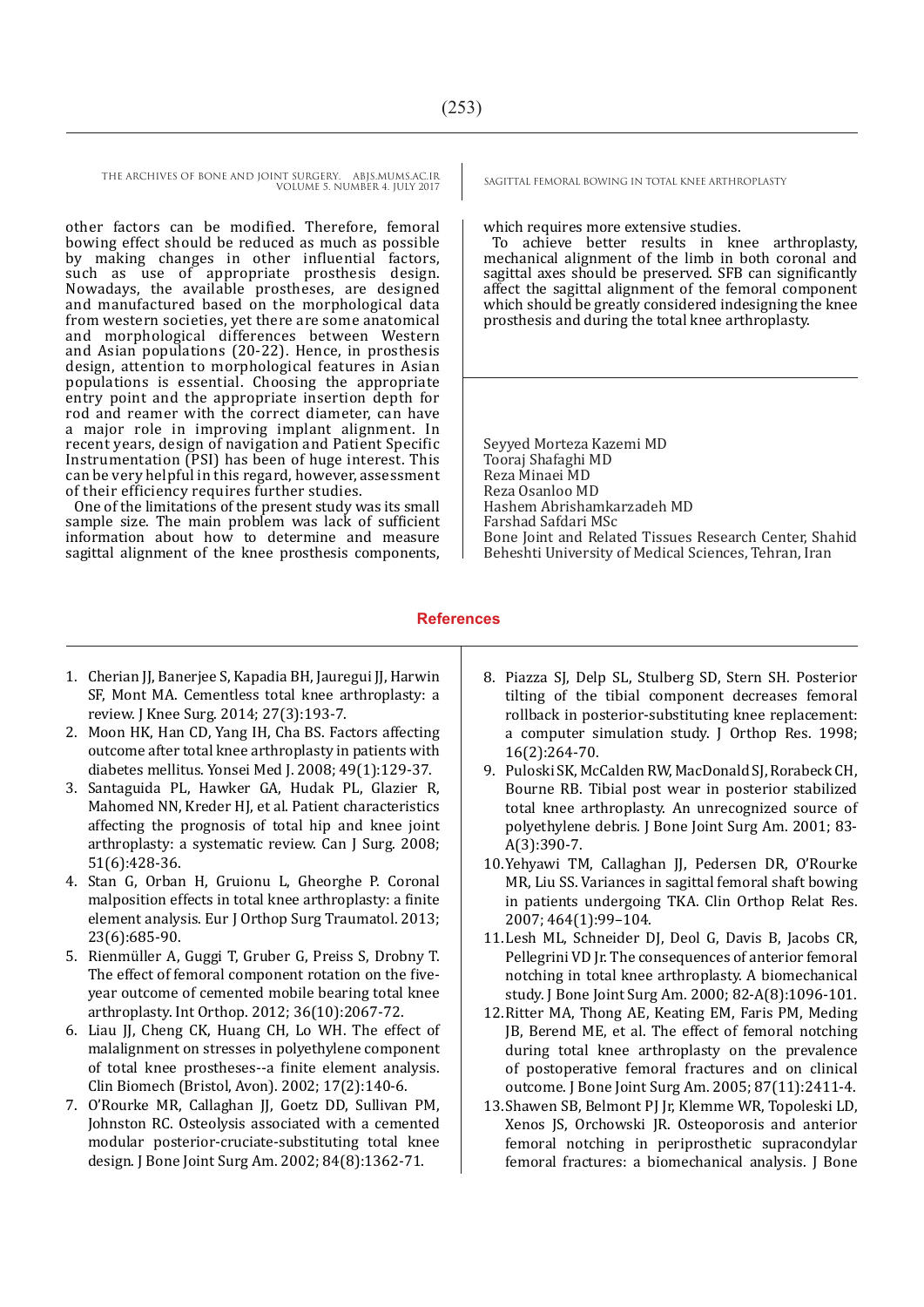other factors can be modified. Therefore, femoral bowing effect should be reduced as much as possible by making changes in other influential factors, such as use of appropriate prosthesis design. Nowadays, the available prostheses, are designed and manufactured based on the morphological data from western societies, yet there are some anatomical and morphological differences between Western and Asian populations (20-22). Hence, in prosthesis design, attention to morphological features in Asian populations is essential. Choosing the appropriate entry point and the appropriate insertion depth for rod and reamer with the correct diameter, can have a major role in improving implant alignment. In recent years, design of navigation and Patient Specific Instrumentation (PSI) has been of huge interest. This can be very helpful in this regard, however, assessment of their efficiency requires further studies.

One of the limitations of the present study was its small sample size. The main problem was lack of sufficient information about how to determine and measure sagittal alignment of the knee prosthesis components, which requires more extensive studies.

To achieve better results in knee arthroplasty, mechanical alignment of the limb in both coronal and sagittal axes should be preserved. SFB can significantly affect the sagittal alignment of the femoral component which should be greatly considered indesigning the knee prosthesis and during the total knee arthroplasty.

Seyyed Morteza Kazemi MD
Tooraj Shafaghi MD
Reza Minaei MD
Reza Osanloo MD
Hashem Abrishamkarzadeh MD
Farshad Safdari MSc
Bone Joint and Related Tissues Research Center, Shahid Beheshti University of Medical Sciences, Tehran, Iran

## References

1. Cherian JJ, Banerjee S, Kapadia BH, Jauregui JJ, Harwin SF, Mont MA. Cementless total knee arthroplasty: a review. J Knee Surg. 2014; 27(3):193-7.
2. Moon HK, Han CD, Yang IH, Cha BS. Factors affecting outcome after total knee arthroplasty in patients with diabetes mellitus. Yonsei Med J. 2008; 49(1):129-37.
3. Santaguida PL, Hawker GA, Hudak PL, Glazier R, Mahomed NN, Kreder HJ, et al. Patient characteristics affecting the prognosis of total hip and knee joint arthroplasty: a systematic review. Can J Surg. 2008; 51(6):428-36.
4. Stan G, Orban H, Gruionu L, Gheorghe P. Coronal malposition effects in total knee arthroplasty: a finite element analysis. Eur J Orthop Surg Traumatol. 2013; 23(6):685-90.
5. Rienmüller A, Guggi T, Gruber G, Preiss S, Drobny T. The effect of femoral component rotation on the five-year outcome of cemented mobile bearing total knee arthroplasty. Int Orthop. 2012; 36(10):2067-72.
6. Liau JJ, Cheng CK, Huang CH, Lo WH. The effect of malalignment on stresses in polyethylene component of total knee prostheses--a finite element analysis. Clin Biomech (Bristol, Avon). 2002; 17(2):140-6.
7. O'Rourke MR, Callaghan JJ, Goetz DD, Sullivan PM, Johnston RC. Osteolysis associated with a cemented modular posterior-cruciate-substituting total knee design. J Bone Joint Surg Am. 2002; 84(8):1362-71.
8. Piazza SJ, Delp SL, Stulberg SD, Stern SH. Posterior tilting of the tibial component decreases femoral rollback in posterior-substituting knee replacement: a computer simulation study. J Orthop Res. 1998; 16(2):264-70.
9. Puloski SK, McCalden RW, MacDonald SJ, Rorabeck CH, Bourne RB. Tibial post wear in posterior stabilized total knee arthroplasty. An unrecognized source of polyethylene debris. J Bone Joint Surg Am. 2001; 83-A(3):390-7.
10. Yehyawi TM, Callaghan JJ, Pedersen DR, O'Rourke MR, Liu SS. Variances in sagittal femoral shaft bowing in patients undergoing TKA. Clin Orthop Relat Res. 2007; 464(1):99–104.
11. Lesh ML, Schneider DJ, Deol G, Davis B, Jacobs CR, Pellegrini VD Jr. The consequences of anterior femoral notching in total knee arthroplasty. A biomechanical study. J Bone Joint Surg Am. 2000; 82-A(8):1096-101.
12. Ritter MA, Thong AE, Keating EM, Faris PM, Meding JB, Berend ME, et al. The effect of femoral notching during total knee arthroplasty on the prevalence of postoperative femoral fractures and on clinical outcome. J Bone Joint Surg Am. 2005; 87(11):2411-4.
13. Shawen SB, Belmont PJ Jr, Klemme WR, Topoleski LD, Xenos JS, Orchowski JR. Osteoporosis and anterior femoral notching in periprosthetic supracondylar femoral fractures: a biomechanical analysis. J Bone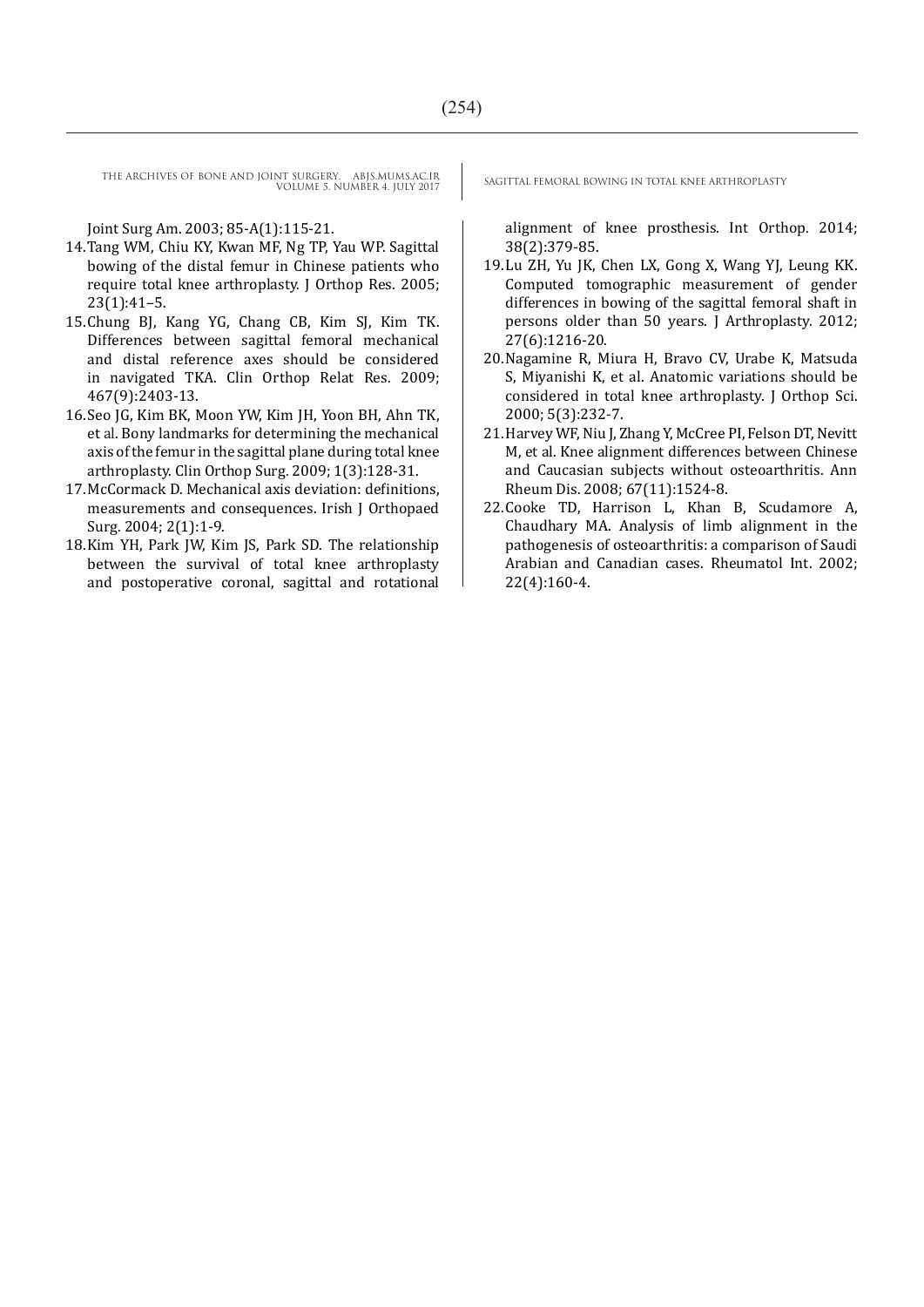Joint Surg Am. 2003; 85-A(1):115-21.

14. Tang WM, Chiu KY, Kwan MF, Ng TP, Yau WP. Sagittal bowing of the distal femur in Chinese patients who require total knee arthroplasty. J Orthop Res. 2005; 23(1):41–5.
15. Chung BJ, Kang YG, Chang CB, Kim SJ, Kim TK. Differences between sagittal femoral mechanical and distal reference axes should be considered in navigated TKA. Clin Orthop Relat Res. 2009; 467(9):2403-13.
16. Seo JG, Kim BK, Moon YW, Kim JH, Yoon BH, Ahn TK, et al. Bony landmarks for determining the mechanical axis of the femur in the sagittal plane during total knee arthroplasty. Clin Orthop Surg. 2009; 1(3):128-31.
17. McCormack D. Mechanical axis deviation: definitions, measurements and consequences. Irish J Orthopaed Surg. 2004; 2(1):1-9.
18. Kim YH, Park JW, Kim JS, Park SD. The relationship between the survival of total knee arthroplasty and postoperative coronal, sagittal and rotational alignment of knee prosthesis. Int Orthop. 2014; 38(2):379-85.
19. Lu ZH, Yu JK, Chen LX, Gong X, Wang YJ, Leung KK. Computed tomographic measurement of gender differences in bowing of the sagittal femoral shaft in persons older than 50 years. J Arthroplasty. 2012; 27(6):1216-20.
20. Nagamine R, Miura H, Bravo CV, Urabe K, Matsuda S, Miyanishi K, et al. Anatomic variations should be considered in total knee arthroplasty. J Orthop Sci. 2000; 5(3):232-7.
21. Harvey WF, Niu J, Zhang Y, McCree PI, Felson DT, Nevitt M, et al. Knee alignment differences between Chinese and Caucasian subjects without osteoarthritis. Ann Rheum Dis. 2008; 67(11):1524-8.
22. Cooke TD, Harrison L, Khan B, Scudamore A, Chaudhary MA. Analysis of limb alignment in the pathogenesis of osteoarthritis: a comparison of Saudi Arabian and Canadian cases. Rheumatol Int. 2002; 22(4):160-4.